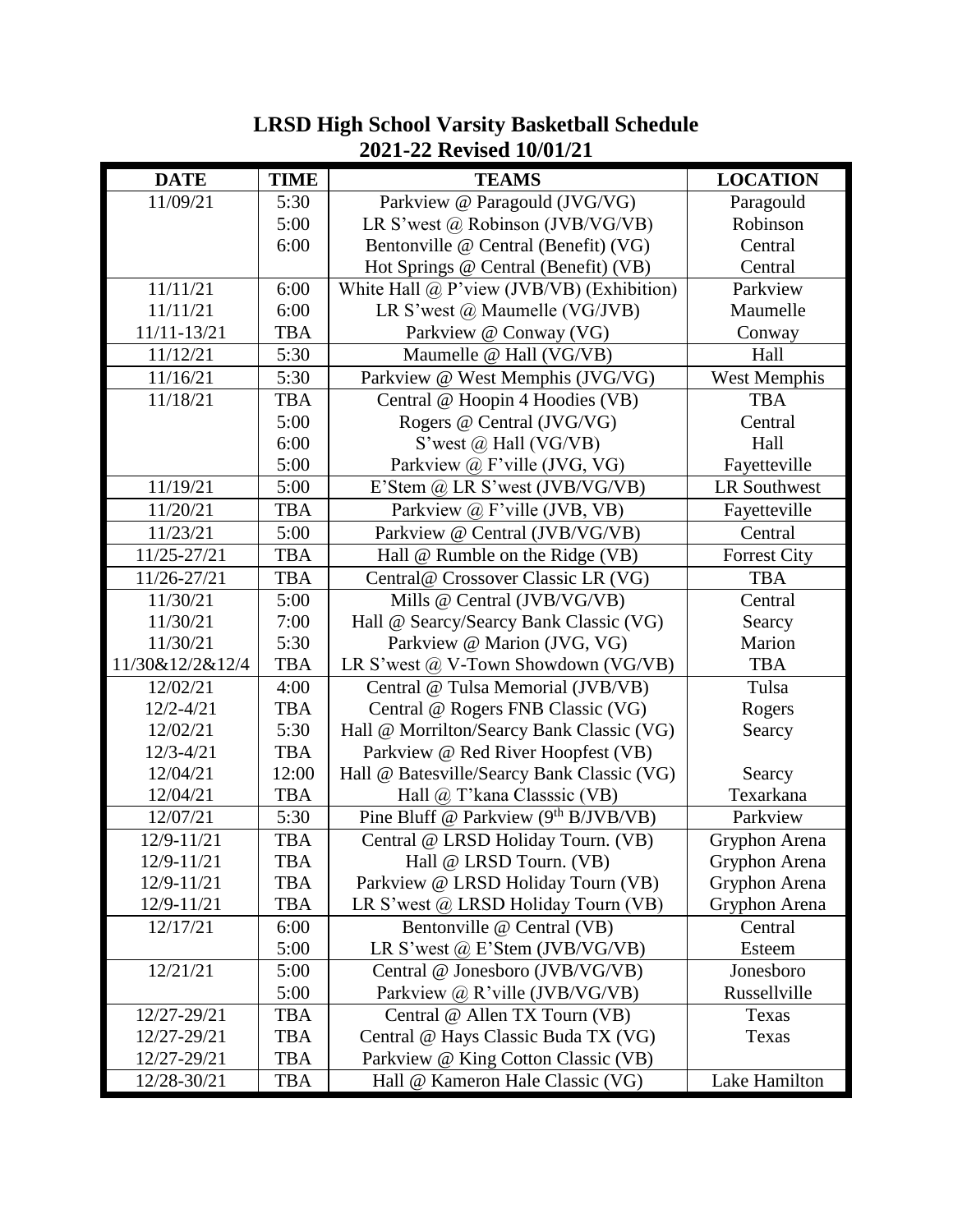# LRSD High School Varsity Basketball Schedule
## 2021-22 Revised 10/01/21

| DATE | TIME | TEAMS | LOCATION |
|---|---|---|---|
| 11/09/21 | 5:30 | Parkview @ Paragould (JVG/VG) | Paragould |
| | 5:00 | LR S'west @ Robinson (JVB/VG/VB) | Robinson |
| | 6:00 | Bentonville @ Central (Benefit) (VG) | Central |
| | | Hot Springs @ Central (Benefit) (VB) | Central |
| 11/11/21 | 6:00 | White Hall @ P'view (JVB/VB) (Exhibition) | Parkview |
| 11/11/21 | 6:00 | LR S'west @ Maumelle (VG/JVB) | Maumelle |
| 11/11-13/21 | TBA | Parkview @ Conway (VG) | Conway |
| 11/12/21 | 5:30 | Maumelle @ Hall (VG/VB) | Hall |
| 11/16/21 | 5:30 | Parkview @ West Memphis (JVG/VG) | West Memphis |
| 11/18/21 | TBA | Central @ Hoopin 4 Hoodies (VB) | TBA |
| | 5:00 | Rogers @ Central (JVG/VG) | Central |
| | 6:00 | S'west @ Hall (VG/VB) | Hall |
| | 5:00 | Parkview @ F'ville (JVG, VG) | Fayetteville |
| 11/19/21 | 5:00 | E'Stem @ LR S'west (JVB/VG/VB) | LR Southwest |
| 11/20/21 | TBA | Parkview @ F'ville (JVB, VB) | Fayetteville |
| 11/23/21 | 5:00 | Parkview @ Central (JVB/VG/VB) | Central |
| 11/25-27/21 | TBA | Hall @ Rumble on the Ridge (VB) | Forrest City |
| 11/26-27/21 | TBA | Central@ Crossover Classic LR (VG) | TBA |
| 11/30/21 | 5:00 | Mills @ Central (JVB/VG/VB) | Central |
| 11/30/21 | 7:00 | Hall @ Searcy/Searcy Bank Classic (VG) | Searcy |
| 11/30/21 | 5:30 | Parkview @ Marion (JVG, VG) | Marion |
| 11/30&12/2&12/4 | TBA | LR S'west @ V-Town Showdown (VG/VB) | TBA |
| 12/02/21 | 4:00 | Central @ Tulsa Memorial (JVB/VB) | Tulsa |
| 12/2-4/21 | TBA | Central @ Rogers FNB Classic (VG) | Rogers |
| 12/02/21 | 5:30 | Hall @ Morrilton/Searcy Bank Classic (VG) | Searcy |
| 12/3-4/21 | TBA | Parkview @ Red River Hoopfest (VB) | |
| 12/04/21 | 12:00 | Hall @ Batesville/Searcy Bank Classic (VG) | Searcy |
| 12/04/21 | TBA | Hall @ T'kana Classsic (VB) | Texarkana |
| 12/07/21 | 5:30 | Pine Bluff @ Parkview (9th B/JVB/VB) | Parkview |
| 12/9-11/21 | TBA | Central @ LRSD Holiday Tourn. (VB) | Gryphon Arena |
| 12/9-11/21 | TBA | Hall @ LRSD Tourn. (VB) | Gryphon Arena |
| 12/9-11/21 | TBA | Parkview @ LRSD Holiday Tourn (VB) | Gryphon Arena |
| 12/9-11/21 | TBA | LR S'west @ LRSD Holiday Tourn (VB) | Gryphon Arena |
| 12/17/21 | 6:00 | Bentonville @ Central (VB) | Central |
| | 5:00 | LR S'west @ E'Stem (JVB/VG/VB) | Esteem |
| 12/21/21 | 5:00 | Central @ Jonesboro (JVB/VG/VB) | Jonesboro |
| | 5:00 | Parkview @ R'ville (JVB/VG/VB) | Russellville |
| 12/27-29/21 | TBA | Central @ Allen TX Tourn (VB) | Texas |
| 12/27-29/21 | TBA | Central @ Hays Classic Buda TX (VG) | Texas |
| 12/27-29/21 | TBA | Parkview @ King Cotton Classic (VB) | |
| 12/28-30/21 | TBA | Hall @ Kameron Hale Classic (VG) | Lake Hamilton |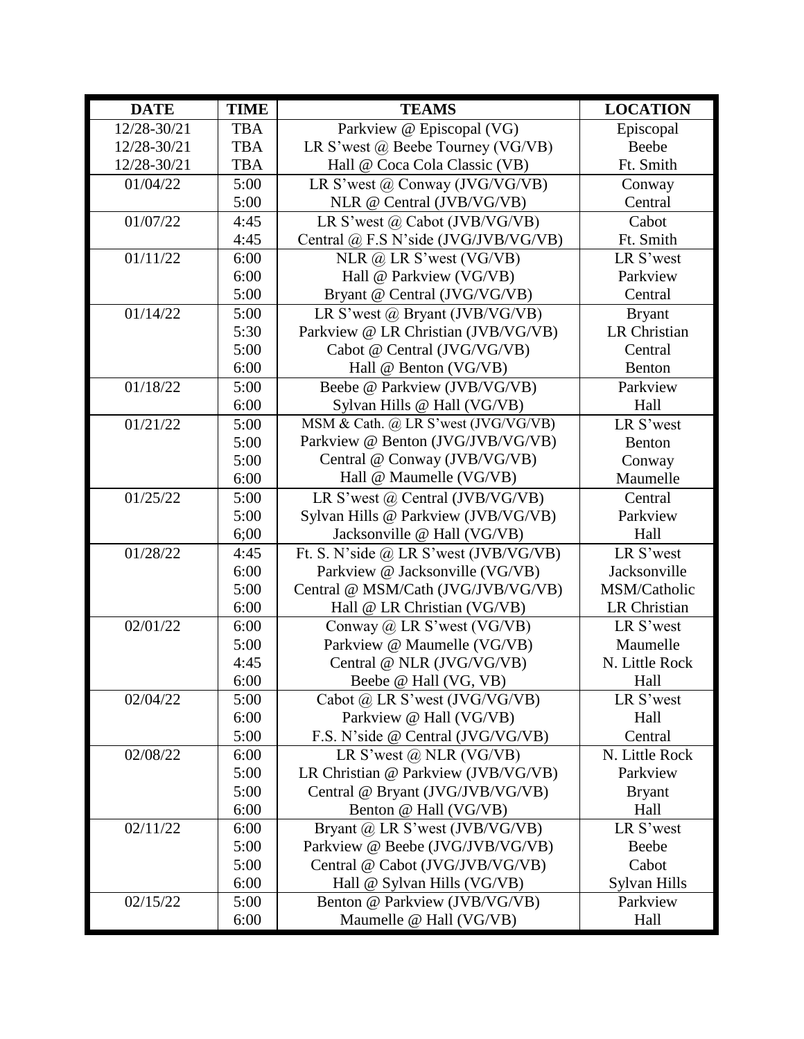| DATE | TIME | TEAMS | LOCATION |
| --- | --- | --- | --- |
| 12/28-30/21 | TBA | Parkview @ Episcopal (VG) | Episcopal |
| 12/28-30/21 | TBA | LR S'west @ Beebe Tourney (VG/VB) | Beebe |
| 12/28-30/21 | TBA | Hall @ Coca Cola Classic (VB) | Ft. Smith |
| 01/04/22 | 5:00 | LR S'west @ Conway (JVG/VG/VB) | Conway |
| | 5:00 | NLR @ Central (JVB/VG/VB) | Central |
| 01/07/22 | 4:45 | LR S'west @ Cabot (JVB/VG/VB) | Cabot |
| | 4:45 | Central @ F.S N'side (JVG/JVB/VG/VB) | Ft. Smith |
| 01/11/22 | 6:00 | NLR @ LR S'west (VG/VB) | LR S'west |
| | 6:00 | Hall @ Parkview (VG/VB) | Parkview |
| | 5:00 | Bryant @ Central (JVG/VG/VB) | Central |
| 01/14/22 | 5:00 | LR S'west @ Bryant (JVB/VG/VB) | Bryant |
| | 5:30 | Parkview @ LR Christian (JVB/VG/VB) | LR Christian |
| | 5:00 | Cabot @ Central (JVG/VG/VB) | Central |
| | 6:00 | Hall @ Benton (VG/VB) | Benton |
| 01/18/22 | 5:00 | Beebe @ Parkview (JVB/VG/VB) | Parkview |
| | 6:00 | Sylvan Hills @ Hall (VG/VB) | Hall |
| 01/21/22 | 5:00 | MSM & Cath. @ LR S'west (JVG/VG/VB) | LR S'west |
| | 5:00 | Parkview @ Benton (JVG/JVB/VG/VB) | Benton |
| | 5:00 | Central @ Conway (JVB/VG/VB) | Conway |
| | 6:00 | Hall @ Maumelle (VG/VB) | Maumelle |
| 01/25/22 | 5:00 | LR S'west @ Central (JVB/VG/VB) | Central |
| | 5:00 | Sylvan Hills @ Parkview (JVB/VG/VB) | Parkview |
| | 6;00 | Jacksonville @ Hall (VG/VB) | Hall |
| 01/28/22 | 4:45 | Ft. S. N'side @ LR S'west (JVB/VG/VB) | LR S'west |
| | 6:00 | Parkview @ Jacksonville (VG/VB) | Jacksonville |
| | 5:00 | Central @ MSM/Cath (JVG/JVB/VG/VB) | MSM/Catholic |
| | 6:00 | Hall @ LR Christian (VG/VB) | LR Christian |
| 02/01/22 | 6:00 | Conway @ LR S'west (VG/VB) | LR S'west |
| | 5:00 | Parkview @ Maumelle (VG/VB) | Maumelle |
| | 4:45 | Central @ NLR (JVG/VG/VB) | N. Little Rock |
| | 6:00 | Beebe @ Hall (VG, VB) | Hall |
| 02/04/22 | 5:00 | Cabot @ LR S'west (JVG/VG/VB) | LR S'west |
| | 6:00 | Parkview @ Hall (VG/VB) | Hall |
| | 5:00 | F.S. N'side @ Central (JVG/VG/VB) | Central |
| 02/08/22 | 6:00 | LR S'west @ NLR (VG/VB) | N. Little Rock |
| | 5:00 | LR Christian @ Parkview (JVB/VG/VB) | Parkview |
| | 5:00 | Central @ Bryant (JVG/JVB/VG/VB) | Bryant |
| | 6:00 | Benton @ Hall (VG/VB) | Hall |
| 02/11/22 | 6:00 | Bryant @ LR S'west (JVB/VG/VB) | LR S'west |
| | 5:00 | Parkview @ Beebe (JVG/JVB/VG/VB) | Beebe |
| | 5:00 | Central @ Cabot (JVG/JVB/VG/VB) | Cabot |
| | 6:00 | Hall @ Sylvan Hills (VG/VB) | Sylvan Hills |
| 02/15/22 | 5:00 | Benton @ Parkview (JVB/VG/VB) | Parkview |
| | 6:00 | Maumelle @ Hall (VG/VB) | Hall |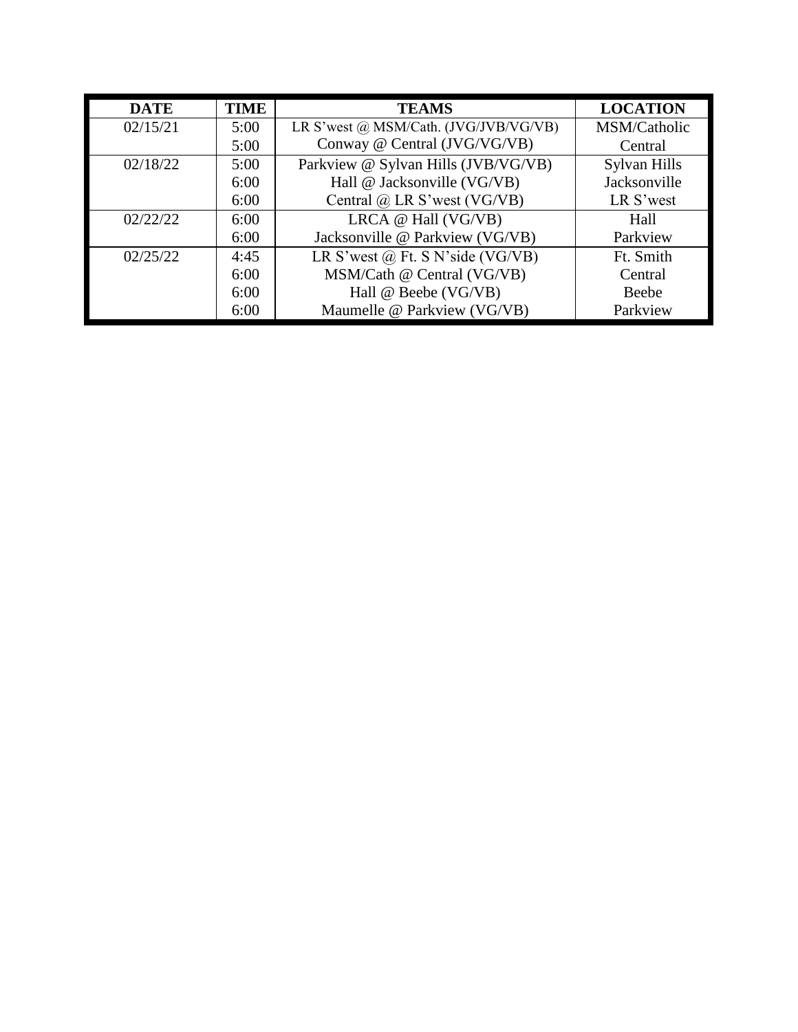| DATE | TIME | TEAMS | LOCATION |
|---|---|---|---|
| 02/15/21 | 5:00 | LR S'west @ MSM/Cath. (JVG/JVB/VG/VB) | MSM/Catholic |
| | 5:00 | Conway @ Central (JVG/VG/VB) | Central |
| 02/18/22 | 5:00 | Parkview @ Sylvan Hills (JVB/VG/VB) | Sylvan Hills |
| | 6:00 | Hall @ Jacksonville (VG/VB) | Jacksonville |
| | 6:00 | Central @ LR S'west (VG/VB) | LR S'west |
| 02/22/22 | 6:00 | LRCA @ Hall (VG/VB) | Hall |
| | 6:00 | Jacksonville @ Parkview (VG/VB) | Parkview |
| 02/25/22 | 4:45 | LR S'west @ Ft. S N'side (VG/VB) | Ft. Smith |
| | 6:00 | MSM/Cath @ Central (VG/VB) | Central |
| | 6:00 | Hall @ Beebe (VG/VB) | Beebe |
| | 6:00 | Maumelle @ Parkview (VG/VB) | Parkview |